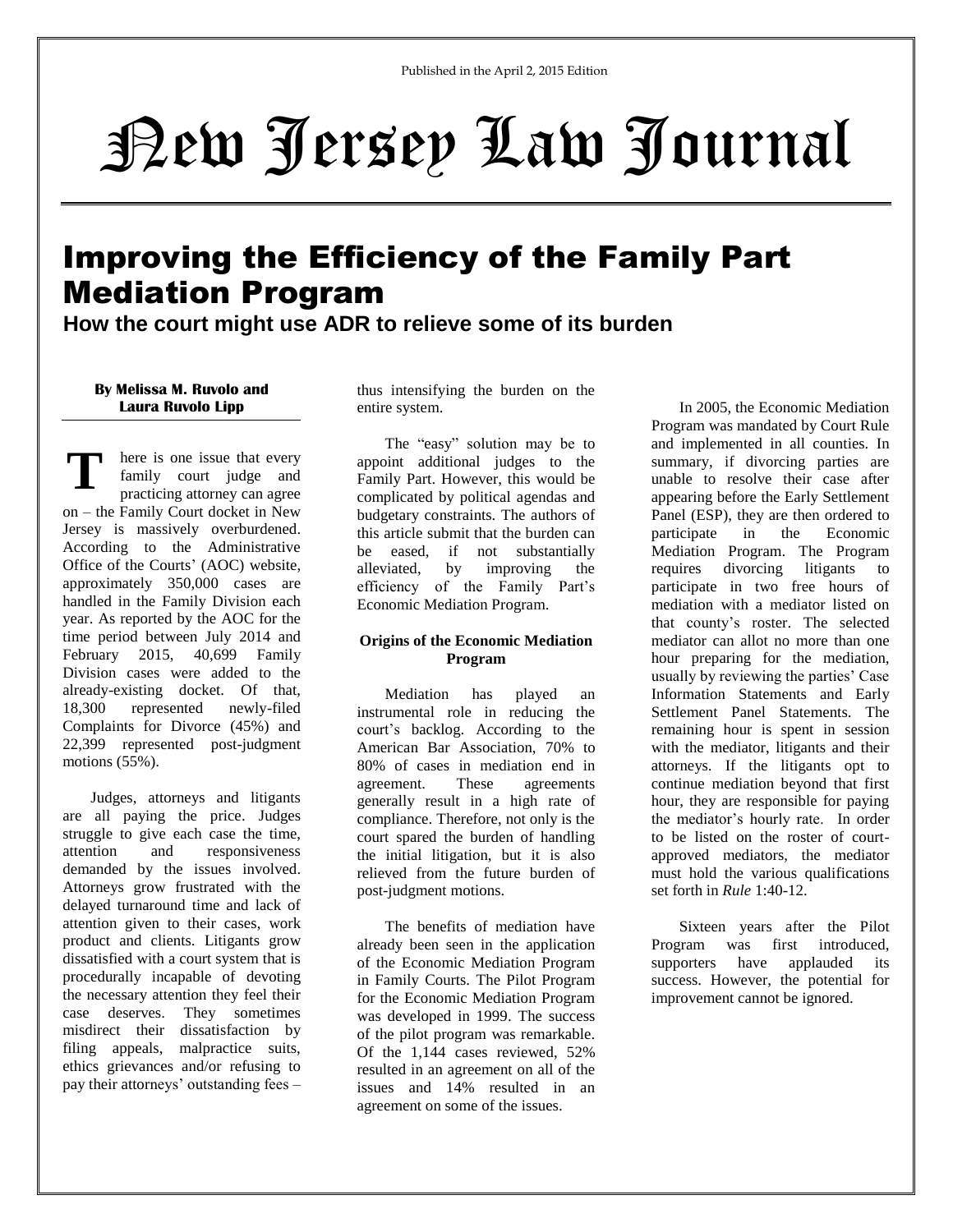Published in the April 2, 2015 Edition

# New Jersey Law Journal

## Improving the Efficiency of the Family Part Mediation Program

### How the court might use ADR to relieve some of its burden

**By Melissa M. Ruvolo and Laura Ruvolo Lipp**

There is one issue that every family court judge and practicing attorney can agree on – the Family Court docket in New Jersey is massively overburdened. According to the Administrative Office of the Courts' (AOC) website, approximately 350,000 cases are handled in the Family Division each year. As reported by the AOC for the time period between July 2014 and February 2015, 40,699 Family Division cases were added to the already-existing docket. Of that, 18,300 represented newly-filed Complaints for Divorce (45%) and 22,399 represented post-judgment motions (55%).

Judges, attorneys and litigants are all paying the price. Judges struggle to give each case the time, attention and responsiveness demanded by the issues involved. Attorneys grow frustrated with the delayed turnaround time and lack of attention given to their cases, work product and clients. Litigants grow dissatisfied with a court system that is procedurally incapable of devoting the necessary attention they feel their case deserves. They sometimes misdirect their dissatisfaction by filing appeals, malpractice suits, ethics grievances and/or refusing to pay their attorneys' outstanding fees – thus intensifying the burden on the entire system.

The "easy" solution may be to appoint additional judges to the Family Part. However, this would be complicated by political agendas and budgetary constraints. The authors of this article submit that the burden can be eased, if not substantially alleviated, by improving the efficiency of the Family Part's Economic Mediation Program.

**Origins of the Economic Mediation Program**

Mediation has played an instrumental role in reducing the court's backlog. According to the American Bar Association, 70% to 80% of cases in mediation end in agreement. These agreements generally result in a high rate of compliance. Therefore, not only is the court spared the burden of handling the initial litigation, but it is also relieved from the future burden of post-judgment motions.

The benefits of mediation have already been seen in the application of the Economic Mediation Program in Family Courts. The Pilot Program for the Economic Mediation Program was developed in 1999. The success of the pilot program was remarkable. Of the 1,144 cases reviewed, 52% resulted in an agreement on all of the issues and 14% resulted in an agreement on some of the issues.

In 2005, the Economic Mediation Program was mandated by Court Rule and implemented in all counties. In summary, if divorcing parties are unable to resolve their case after appearing before the Early Settlement Panel (ESP), they are then ordered to participate in the Economic Mediation Program. The Program requires divorcing litigants to participate in two free hours of mediation with a mediator listed on that county's roster. The selected mediator can allot no more than one hour preparing for the mediation, usually by reviewing the parties' Case Information Statements and Early Settlement Panel Statements. The remaining hour is spent in session with the mediator, litigants and their attorneys. If the litigants opt to continue mediation beyond that first hour, they are responsible for paying the mediator's hourly rate. In order to be listed on the roster of court-approved mediators, the mediator must hold the various qualifications set forth in *Rule* 1:40-12.

Sixteen years after the Pilot Program was first introduced, supporters have applauded its success. However, the potential for improvement cannot be ignored.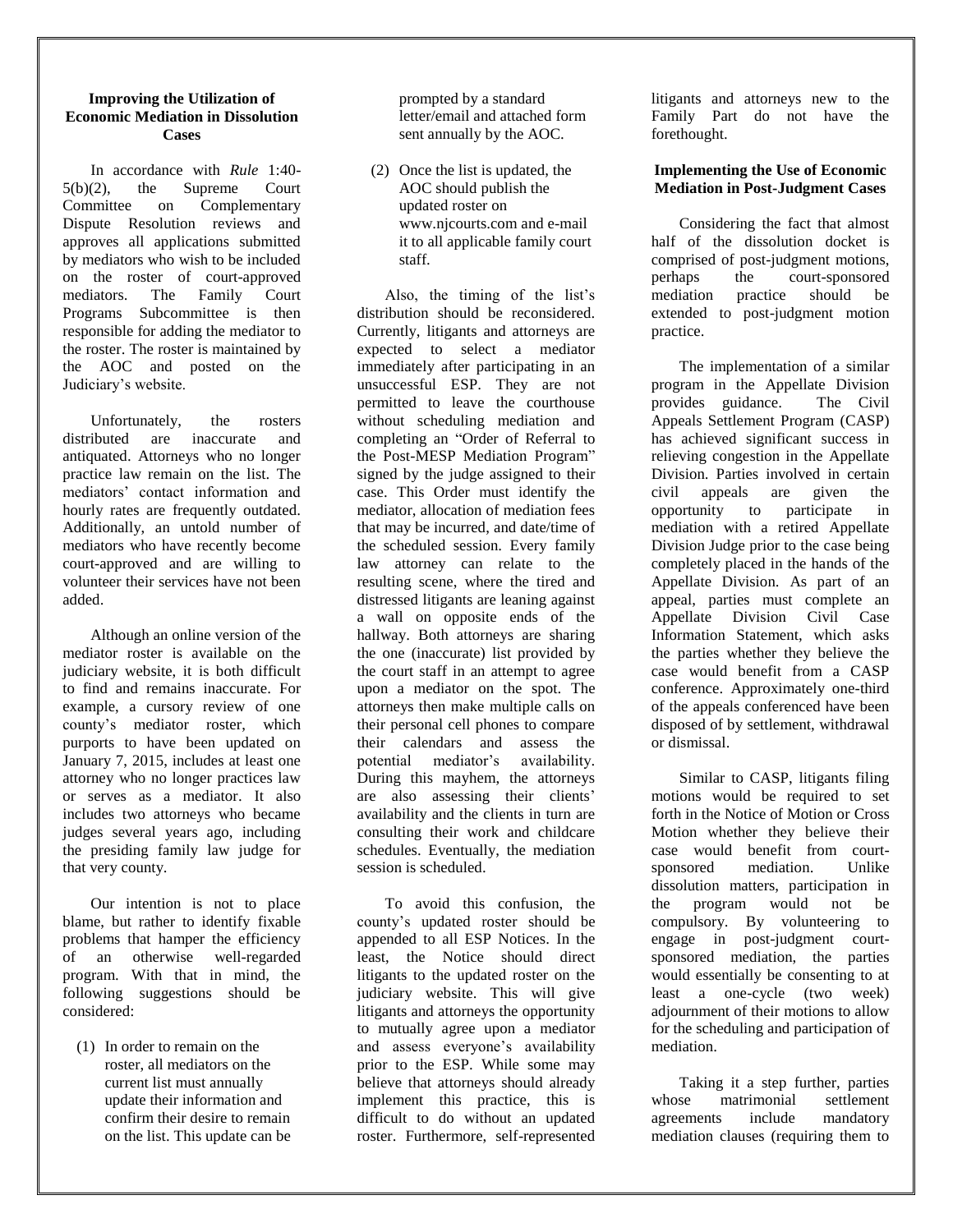### Improving the Utilization of Economic Mediation in Dissolution Cases

In accordance with *Rule* 1:40-5(b)(2), the Supreme Court Committee on Complementary Dispute Resolution reviews and approves all applications submitted by mediators who wish to be included on the roster of court-approved mediators. The Family Court Programs Subcommittee is then responsible for adding the mediator to the roster. The roster is maintained by the AOC and posted on the Judiciary's website.

Unfortunately, the rosters distributed are inaccurate and antiquated. Attorneys who no longer practice law remain on the list. The mediators' contact information and hourly rates are frequently outdated. Additionally, an untold number of mediators who have recently become court-approved and are willing to volunteer their services have not been added.

Although an online version of the mediator roster is available on the judiciary website, it is both difficult to find and remains inaccurate. For example, a cursory review of one county's mediator roster, which purports to have been updated on January 7, 2015, includes at least one attorney who no longer practices law or serves as a mediator. It also includes two attorneys who became judges several years ago, including the presiding family law judge for that very county.

Our intention is not to place blame, but rather to identify fixable problems that hamper the efficiency of an otherwise well-regarded program. With that in mind, the following suggestions should be considered:

(1) In order to remain on the roster, all mediators on the current list must annually update their information and confirm their desire to remain on the list. This update can be prompted by a standard letter/email and attached form sent annually by the AOC.

(2) Once the list is updated, the AOC should publish the updated roster on www.njcourts.com and e-mail it to all applicable family court staff.

Also, the timing of the list's distribution should be reconsidered. Currently, litigants and attorneys are expected to select a mediator immediately after participating in an unsuccessful ESP. They are not permitted to leave the courthouse without scheduling mediation and completing an "Order of Referral to the Post-MESP Mediation Program" signed by the judge assigned to their case. This Order must identify the mediator, allocation of mediation fees that may be incurred, and date/time of the scheduled session. Every family law attorney can relate to the resulting scene, where the tired and distressed litigants are leaning against a wall on opposite ends of the hallway. Both attorneys are sharing the one (inaccurate) list provided by the court staff in an attempt to agree upon a mediator on the spot. The attorneys then make multiple calls on their personal cell phones to compare their calendars and assess the potential mediator's availability. During this mayhem, the attorneys are also assessing their clients' availability and the clients in turn are consulting their work and childcare schedules. Eventually, the mediation session is scheduled.

To avoid this confusion, the county's updated roster should be appended to all ESP Notices. In the least, the Notice should direct litigants to the updated roster on the judiciary website. This will give litigants and attorneys the opportunity to mutually agree upon a mediator and assess everyone's availability prior to the ESP. While some may believe that attorneys should already implement this practice, this is difficult to do without an updated roster. Furthermore, self-represented litigants and attorneys new to the Family Part do not have the forethought.

### Implementing the Use of Economic Mediation in Post-Judgment Cases

Considering the fact that almost half of the dissolution docket is comprised of post-judgment motions, perhaps the court-sponsored mediation practice should be extended to post-judgment motion practice.

The implementation of a similar program in the Appellate Division provides guidance. The Civil Appeals Settlement Program (CASP) has achieved significant success in relieving congestion in the Appellate Division. Parties involved in certain civil appeals are given the opportunity to participate in mediation with a retired Appellate Division Judge prior to the case being completely placed in the hands of the Appellate Division. As part of an appeal, parties must complete an Appellate Division Civil Case Information Statement, which asks the parties whether they believe the case would benefit from a CASP conference. Approximately one-third of the appeals conferenced have been disposed of by settlement, withdrawal or dismissal.

Similar to CASP, litigants filing motions would be required to set forth in the Notice of Motion or Cross Motion whether they believe their case would benefit from court-sponsored mediation. Unlike dissolution matters, participation in the program would not be compulsory. By volunteering to engage in post-judgment court-sponsored mediation, the parties would essentially be consenting to at least a one-cycle (two week) adjournment of their motions to allow for the scheduling and participation of mediation.

Taking it a step further, parties whose matrimonial settlement agreements include mandatory mediation clauses (requiring them to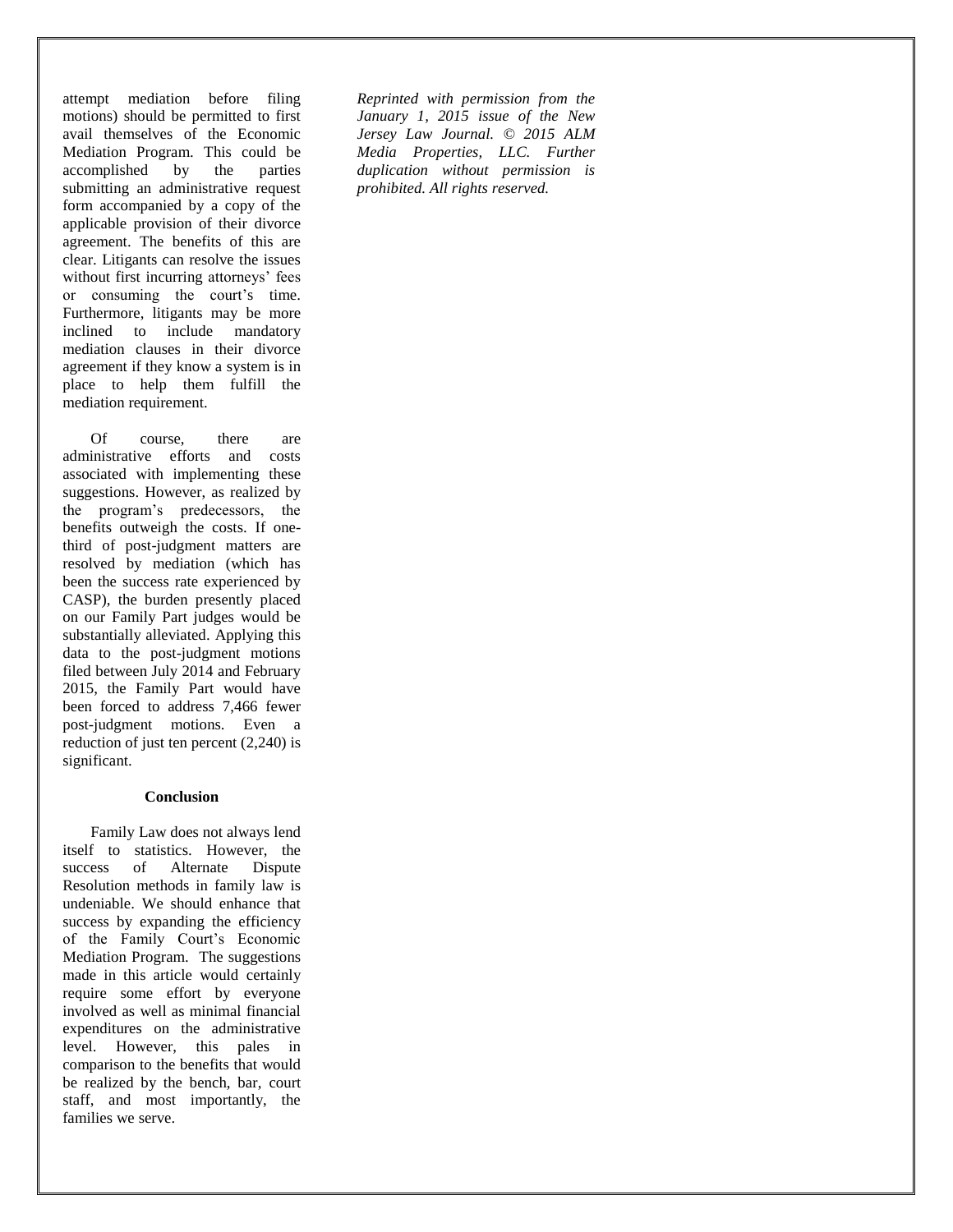attempt mediation before filing motions) should be permitted to first avail themselves of the Economic Mediation Program. This could be accomplished by the parties submitting an administrative request form accompanied by a copy of the applicable provision of their divorce agreement. The benefits of this are clear. Litigants can resolve the issues without first incurring attorneys' fees or consuming the court's time. Furthermore, litigants may be more inclined to include mandatory mediation clauses in their divorce agreement if they know a system is in place to help them fulfill the mediation requirement.

Of course, there are administrative efforts and costs associated with implementing these suggestions. However, as realized by the program's predecessors, the benefits outweigh the costs. If one-third of post-judgment matters are resolved by mediation (which has been the success rate experienced by CASP), the burden presently placed on our Family Part judges would be substantially alleviated. Applying this data to the post-judgment motions filed between July 2014 and February 2015, the Family Part would have been forced to address 7,466 fewer post-judgment motions. Even a reduction of just ten percent (2,240) is significant.

**Conclusion**

Family Law does not always lend itself to statistics. However, the success of Alternate Dispute Resolution methods in family law is undeniable. We should enhance that success by expanding the efficiency of the Family Court's Economic Mediation Program. The suggestions made in this article would certainly require some effort by everyone involved as well as minimal financial expenditures on the administrative level. However, this pales in comparison to the benefits that would be realized by the bench, bar, court staff, and most importantly, the families we serve.

*Reprinted with permission from the January 1, 2015 issue of the New Jersey Law Journal. © 2015 ALM Media Properties, LLC. Further duplication without permission is prohibited. All rights reserved.*